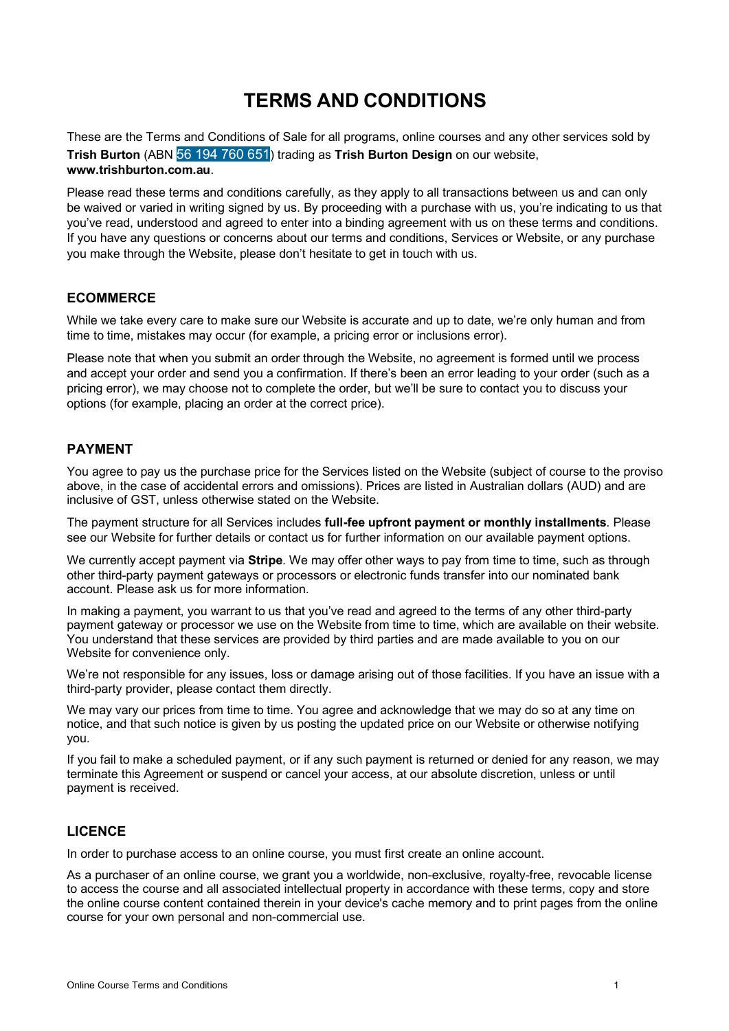# TERMS AND CONDITIONS

These are the Terms and Conditions of Sale for all programs, online courses and any other services sold by **Trish Burton** (ABN 56 194 760 651) trading as **Trish Burton Design** on our website, **www.trishburton.com.au**.

Please read these terms and conditions carefully, as they apply to all transactions between us and can only be waived or varied in writing signed by us. By proceeding with a purchase with us, you're indicating to us that you've read, understood and agreed to enter into a binding agreement with us on these terms and conditions. If you have any questions or concerns about our terms and conditions, Services or Website, or any purchase you make through the Website, please don't hesitate to get in touch with us.

## ECOMMERCE

While we take every care to make sure our Website is accurate and up to date, we're only human and from time to time, mistakes may occur (for example, a pricing error or inclusions error).

Please note that when you submit an order through the Website, no agreement is formed until we process and accept your order and send you a confirmation. If there's been an error leading to your order (such as a pricing error), we may choose not to complete the order, but we'll be sure to contact you to discuss your options (for example, placing an order at the correct price).

## PAYMENT

You agree to pay us the purchase price for the Services listed on the Website (subject of course to the proviso above, in the case of accidental errors and omissions). Prices are listed in Australian dollars (AUD) and are inclusive of GST, unless otherwise stated on the Website.

The payment structure for all Services includes **full-fee upfront payment or monthly installments**. Please see our Website for further details or contact us for further information on our available payment options.

We currently accept payment via **Stripe**. We may offer other ways to pay from time to time, such as through other third-party payment gateways or processors or electronic funds transfer into our nominated bank account. Please ask us for more information.

In making a payment, you warrant to us that you've read and agreed to the terms of any other third-party payment gateway or processor we use on the Website from time to time, which are available on their website. You understand that these services are provided by third parties and are made available to you on our Website for convenience only.

We're not responsible for any issues, loss or damage arising out of those facilities. If you have an issue with a third-party provider, please contact them directly.

We may vary our prices from time to time. You agree and acknowledge that we may do so at any time on notice, and that such notice is given by us posting the updated price on our Website or otherwise notifying you.

If you fail to make a scheduled payment, or if any such payment is returned or denied for any reason, we may terminate this Agreement or suspend or cancel your access, at our absolute discretion, unless or until payment is received.

## LICENCE

In order to purchase access to an online course, you must first create an online account.

As a purchaser of an online course, we grant you a worldwide, non-exclusive, royalty-free, revocable license to access the course and all associated intellectual property in accordance with these terms, copy and store the online course content contained therein in your device's cache memory and to print pages from the online course for your own personal and non-commercial use.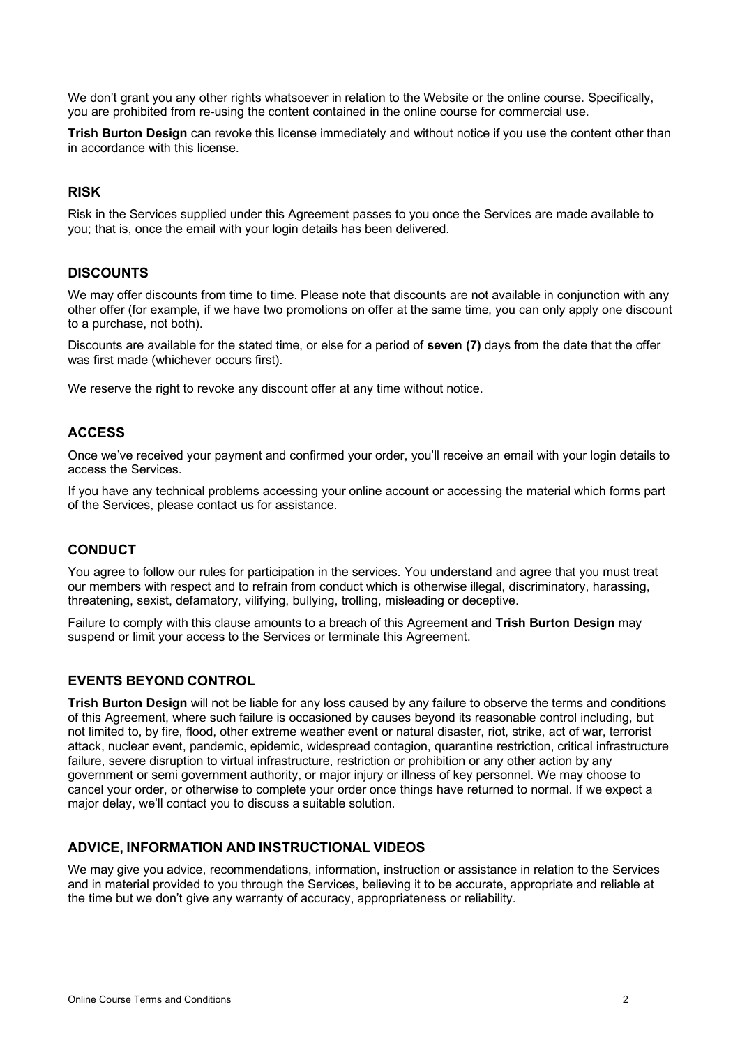We don't grant you any other rights whatsoever in relation to the Website or the online course. Specifically, you are prohibited from re-using the content contained in the online course for commercial use.

**Trish Burton Design** can revoke this license immediately and without notice if you use the content other than in accordance with this license.

## RISK

Risk in the Services supplied under this Agreement passes to you once the Services are made available to you; that is, once the email with your login details has been delivered.

## DISCOUNTS

We may offer discounts from time to time. Please note that discounts are not available in conjunction with any other offer (for example, if we have two promotions on offer at the same time, you can only apply one discount to a purchase, not both).

Discounts are available for the stated time, or else for a period of **seven (7)** days from the date that the offer was first made (whichever occurs first).

We reserve the right to revoke any discount offer at any time without notice.

## ACCESS

Once we've received your payment and confirmed your order, you'll receive an email with your login details to access the Services.

If you have any technical problems accessing your online account or accessing the material which forms part of the Services, please contact us for assistance.

## CONDUCT

You agree to follow our rules for participation in the services. You understand and agree that you must treat our members with respect and to refrain from conduct which is otherwise illegal, discriminatory, harassing, threatening, sexist, defamatory, vilifying, bullying, trolling, misleading or deceptive.

Failure to comply with this clause amounts to a breach of this Agreement and **Trish Burton Design** may suspend or limit your access to the Services or terminate this Agreement.

## EVENTS BEYOND CONTROL

**Trish Burton Design** will not be liable for any loss caused by any failure to observe the terms and conditions of this Agreement, where such failure is occasioned by causes beyond its reasonable control including, but not limited to, by fire, flood, other extreme weather event or natural disaster, riot, strike, act of war, terrorist attack, nuclear event, pandemic, epidemic, widespread contagion, quarantine restriction, critical infrastructure failure, severe disruption to virtual infrastructure, restriction or prohibition or any other action by any government or semi government authority, or major injury or illness of key personnel. We may choose to cancel your order, or otherwise to complete your order once things have returned to normal. If we expect a major delay, we'll contact you to discuss a suitable solution.

## ADVICE, INFORMATION AND INSTRUCTIONAL VIDEOS

We may give you advice, recommendations, information, instruction or assistance in relation to the Services and in material provided to you through the Services, believing it to be accurate, appropriate and reliable at the time but we don't give any warranty of accuracy, appropriateness or reliability.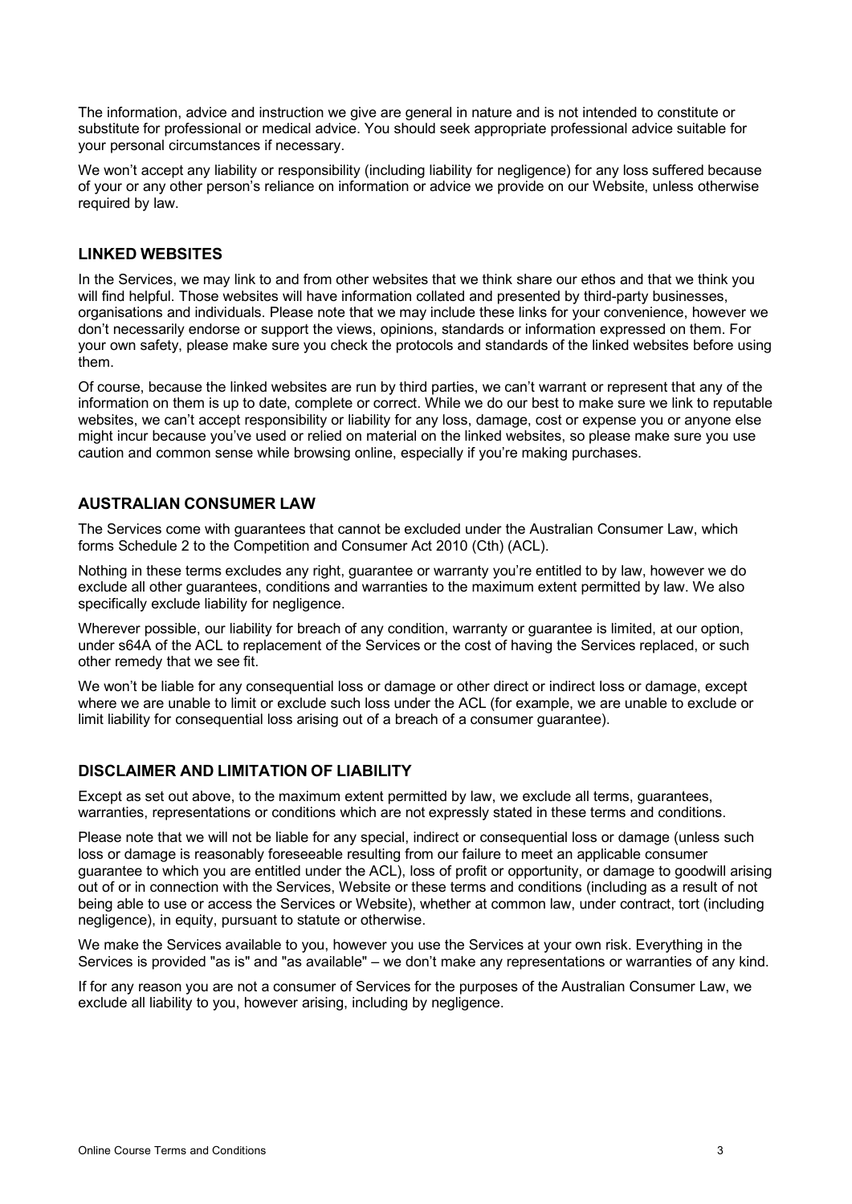The information, advice and instruction we give are general in nature and is not intended to constitute or substitute for professional or medical advice. You should seek appropriate professional advice suitable for your personal circumstances if necessary.

We won't accept any liability or responsibility (including liability for negligence) for any loss suffered because of your or any other person's reliance on information or advice we provide on our Website, unless otherwise required by law.

## LINKED WEBSITES

In the Services, we may link to and from other websites that we think share our ethos and that we think you will find helpful. Those websites will have information collated and presented by third-party businesses, organisations and individuals. Please note that we may include these links for your convenience, however we don't necessarily endorse or support the views, opinions, standards or information expressed on them. For your own safety, please make sure you check the protocols and standards of the linked websites before using them.

Of course, because the linked websites are run by third parties, we can't warrant or represent that any of the information on them is up to date, complete or correct. While we do our best to make sure we link to reputable websites, we can't accept responsibility or liability for any loss, damage, cost or expense you or anyone else might incur because you've used or relied on material on the linked websites, so please make sure you use caution and common sense while browsing online, especially if you're making purchases.

## AUSTRALIAN CONSUMER LAW

The Services come with guarantees that cannot be excluded under the Australian Consumer Law, which forms Schedule 2 to the Competition and Consumer Act 2010 (Cth) (ACL).

Nothing in these terms excludes any right, guarantee or warranty you're entitled to by law, however we do exclude all other guarantees, conditions and warranties to the maximum extent permitted by law. We also specifically exclude liability for negligence.

Wherever possible, our liability for breach of any condition, warranty or guarantee is limited, at our option, under s64A of the ACL to replacement of the Services or the cost of having the Services replaced, or such other remedy that we see fit.

We won't be liable for any consequential loss or damage or other direct or indirect loss or damage, except where we are unable to limit or exclude such loss under the ACL (for example, we are unable to exclude or limit liability for consequential loss arising out of a breach of a consumer guarantee).

## DISCLAIMER AND LIMITATION OF LIABILITY

Except as set out above, to the maximum extent permitted by law, we exclude all terms, guarantees, warranties, representations or conditions which are not expressly stated in these terms and conditions.

Please note that we will not be liable for any special, indirect or consequential loss or damage (unless such loss or damage is reasonably foreseeable resulting from our failure to meet an applicable consumer guarantee to which you are entitled under the ACL), loss of profit or opportunity, or damage to goodwill arising out of or in connection with the Services, Website or these terms and conditions (including as a result of not being able to use or access the Services or Website), whether at common law, under contract, tort (including negligence), in equity, pursuant to statute or otherwise.

We make the Services available to you, however you use the Services at your own risk. Everything in the Services is provided "as is" and "as available" – we don't make any representations or warranties of any kind.

If for any reason you are not a consumer of Services for the purposes of the Australian Consumer Law, we exclude all liability to you, however arising, including by negligence.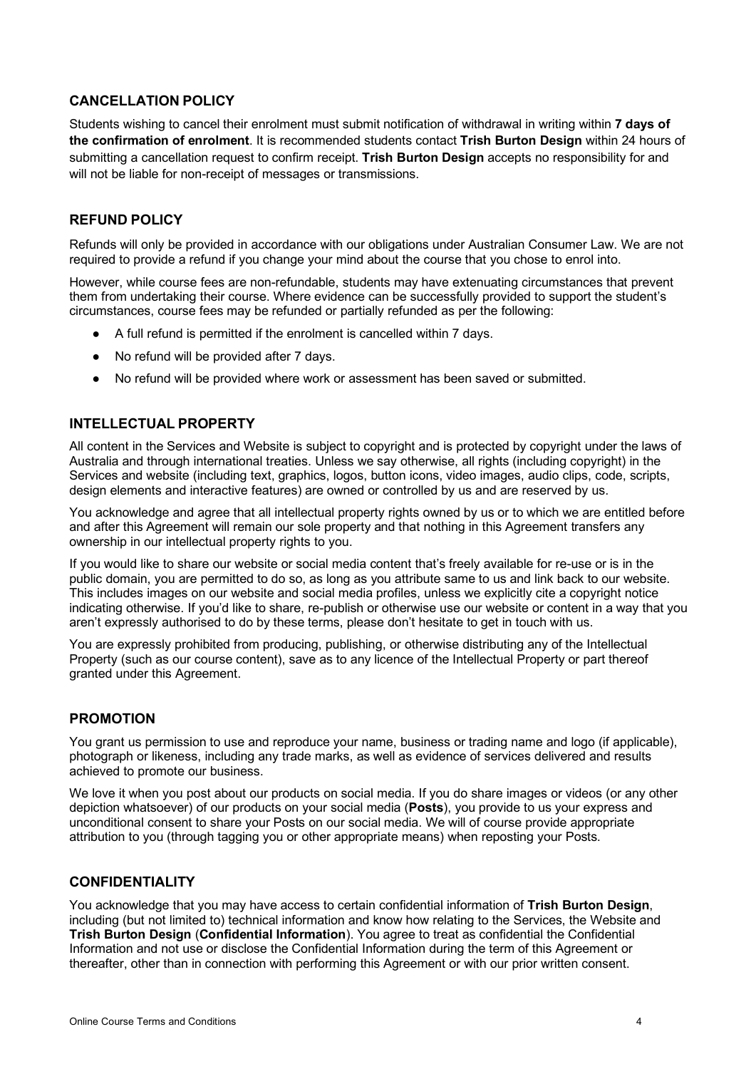## CANCELLATION POLICY

Students wishing to cancel their enrolment must submit notification of withdrawal in writing within **7 days of the confirmation of enrolment**. It is recommended students contact **Trish Burton Design** within 24 hours of submitting a cancellation request to confirm receipt. **Trish Burton Design** accepts no responsibility for and will not be liable for non-receipt of messages or transmissions.

## REFUND POLICY

Refunds will only be provided in accordance with our obligations under Australian Consumer Law. We are not required to provide a refund if you change your mind about the course that you chose to enrol into.

However, while course fees are non-refundable, students may have extenuating circumstances that prevent them from undertaking their course. Where evidence can be successfully provided to support the student's circumstances, course fees may be refunded or partially refunded as per the following:

- A full refund is permitted if the enrolment is cancelled within 7 days.
- No refund will be provided after 7 days.
- No refund will be provided where work or assessment has been saved or submitted.

## INTELLECTUAL PROPERTY

All content in the Services and Website is subject to copyright and is protected by copyright under the laws of Australia and through international treaties. Unless we say otherwise, all rights (including copyright) in the Services and website (including text, graphics, logos, button icons, video images, audio clips, code, scripts, design elements and interactive features) are owned or controlled by us and are reserved by us.

You acknowledge and agree that all intellectual property rights owned by us or to which we are entitled before and after this Agreement will remain our sole property and that nothing in this Agreement transfers any ownership in our intellectual property rights to you.

If you would like to share our website or social media content that's freely available for re-use or is in the public domain, you are permitted to do so, as long as you attribute same to us and link back to our website. This includes images on our website and social media profiles, unless we explicitly cite a copyright notice indicating otherwise. If you'd like to share, re-publish or otherwise use our website or content in a way that you aren't expressly authorised to do by these terms, please don't hesitate to get in touch with us.

You are expressly prohibited from producing, publishing, or otherwise distributing any of the Intellectual Property (such as our course content), save as to any licence of the Intellectual Property or part thereof granted under this Agreement.

## PROMOTION

You grant us permission to use and reproduce your name, business or trading name and logo (if applicable), photograph or likeness, including any trade marks, as well as evidence of services delivered and results achieved to promote our business.

We love it when you post about our products on social media. If you do share images or videos (or any other depiction whatsoever) of our products on your social media (**Posts**), you provide to us your express and unconditional consent to share your Posts on our social media. We will of course provide appropriate attribution to you (through tagging you or other appropriate means) when reposting your Posts.

## CONFIDENTIALITY

You acknowledge that you may have access to certain confidential information of **Trish Burton Design**, including (but not limited to) technical information and know how relating to the Services, the Website and **Trish Burton Design** (**Confidential Information**). You agree to treat as confidential the Confidential Information and not use or disclose the Confidential Information during the term of this Agreement or thereafter, other than in connection with performing this Agreement or with our prior written consent.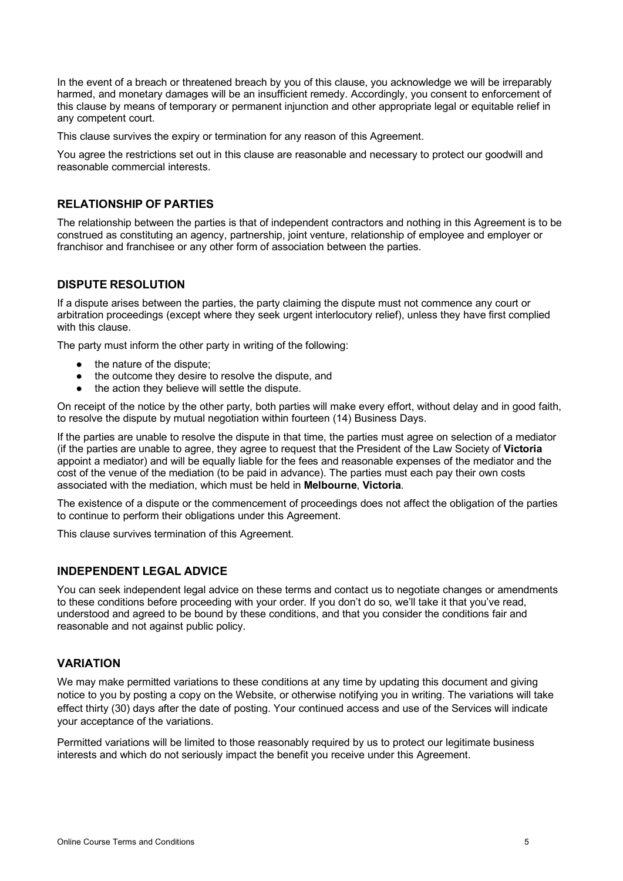In the event of a breach or threatened breach by you of this clause, you acknowledge we will be irreparably harmed, and monetary damages will be an insufficient remedy. Accordingly, you consent to enforcement of this clause by means of temporary or permanent injunction and other appropriate legal or equitable relief in any competent court.

This clause survives the expiry or termination for any reason of this Agreement.

You agree the restrictions set out in this clause are reasonable and necessary to protect our goodwill and reasonable commercial interests.

## RELATIONSHIP OF PARTIES

The relationship between the parties is that of independent contractors and nothing in this Agreement is to be construed as constituting an agency, partnership, joint venture, relationship of employee and employer or franchisor and franchisee or any other form of association between the parties.

## DISPUTE RESOLUTION

If a dispute arises between the parties, the party claiming the dispute must not commence any court or arbitration proceedings (except where they seek urgent interlocutory relief), unless they have first complied with this clause.

The party must inform the other party in writing of the following:

- the nature of the dispute;
- the outcome they desire to resolve the dispute, and
- the action they believe will settle the dispute.

On receipt of the notice by the other party, both parties will make every effort, without delay and in good faith, to resolve the dispute by mutual negotiation within fourteen (14) Business Days.

If the parties are unable to resolve the dispute in that time, the parties must agree on selection of a mediator (if the parties are unable to agree, they agree to request that the President of the Law Society of **Victoria** appoint a mediator) and will be equally liable for the fees and reasonable expenses of the mediator and the cost of the venue of the mediation (to be paid in advance). The parties must each pay their own costs associated with the mediation, which must be held in **Melbourne**, **Victoria**.

The existence of a dispute or the commencement of proceedings does not affect the obligation of the parties to continue to perform their obligations under this Agreement.

This clause survives termination of this Agreement.

## INDEPENDENT LEGAL ADVICE

You can seek independent legal advice on these terms and contact us to negotiate changes or amendments to these conditions before proceeding with your order. If you don't do so, we'll take it that you've read, understood and agreed to be bound by these conditions, and that you consider the conditions fair and reasonable and not against public policy.

## VARIATION

We may make permitted variations to these conditions at any time by updating this document and giving notice to you by posting a copy on the Website, or otherwise notifying you in writing. The variations will take effect thirty (30) days after the date of posting. Your continued access and use of the Services will indicate your acceptance of the variations.

Permitted variations will be limited to those reasonably required by us to protect our legitimate business interests and which do not seriously impact the benefit you receive under this Agreement.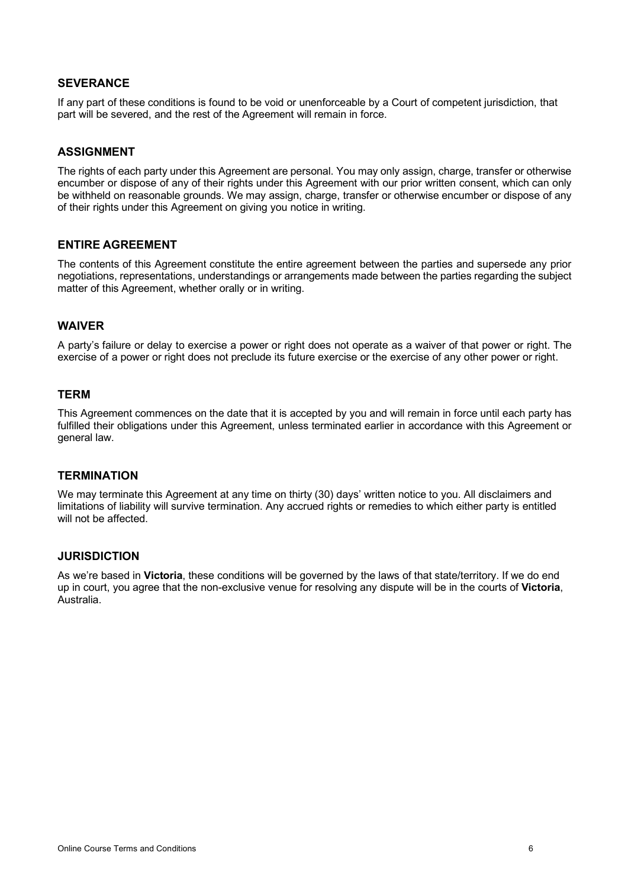## SEVERANCE

If any part of these conditions is found to be void or unenforceable by a Court of competent jurisdiction, that part will be severed, and the rest of the Agreement will remain in force.

## ASSIGNMENT

The rights of each party under this Agreement are personal. You may only assign, charge, transfer or otherwise encumber or dispose of any of their rights under this Agreement with our prior written consent, which can only be withheld on reasonable grounds. We may assign, charge, transfer or otherwise encumber or dispose of any of their rights under this Agreement on giving you notice in writing.

## ENTIRE AGREEMENT

The contents of this Agreement constitute the entire agreement between the parties and supersede any prior negotiations, representations, understandings or arrangements made between the parties regarding the subject matter of this Agreement, whether orally or in writing.

## WAIVER

A party's failure or delay to exercise a power or right does not operate as a waiver of that power or right. The exercise of a power or right does not preclude its future exercise or the exercise of any other power or right.

## TERM

This Agreement commences on the date that it is accepted by you and will remain in force until each party has fulfilled their obligations under this Agreement, unless terminated earlier in accordance with this Agreement or general law.

## TERMINATION

We may terminate this Agreement at any time on thirty (30) days' written notice to you. All disclaimers and limitations of liability will survive termination. Any accrued rights or remedies to which either party is entitled will not be affected.

## JURISDICTION

As we're based in **Victoria**, these conditions will be governed by the laws of that state/territory. If we do end up in court, you agree that the non-exclusive venue for resolving any dispute will be in the courts of **Victoria**, Australia.